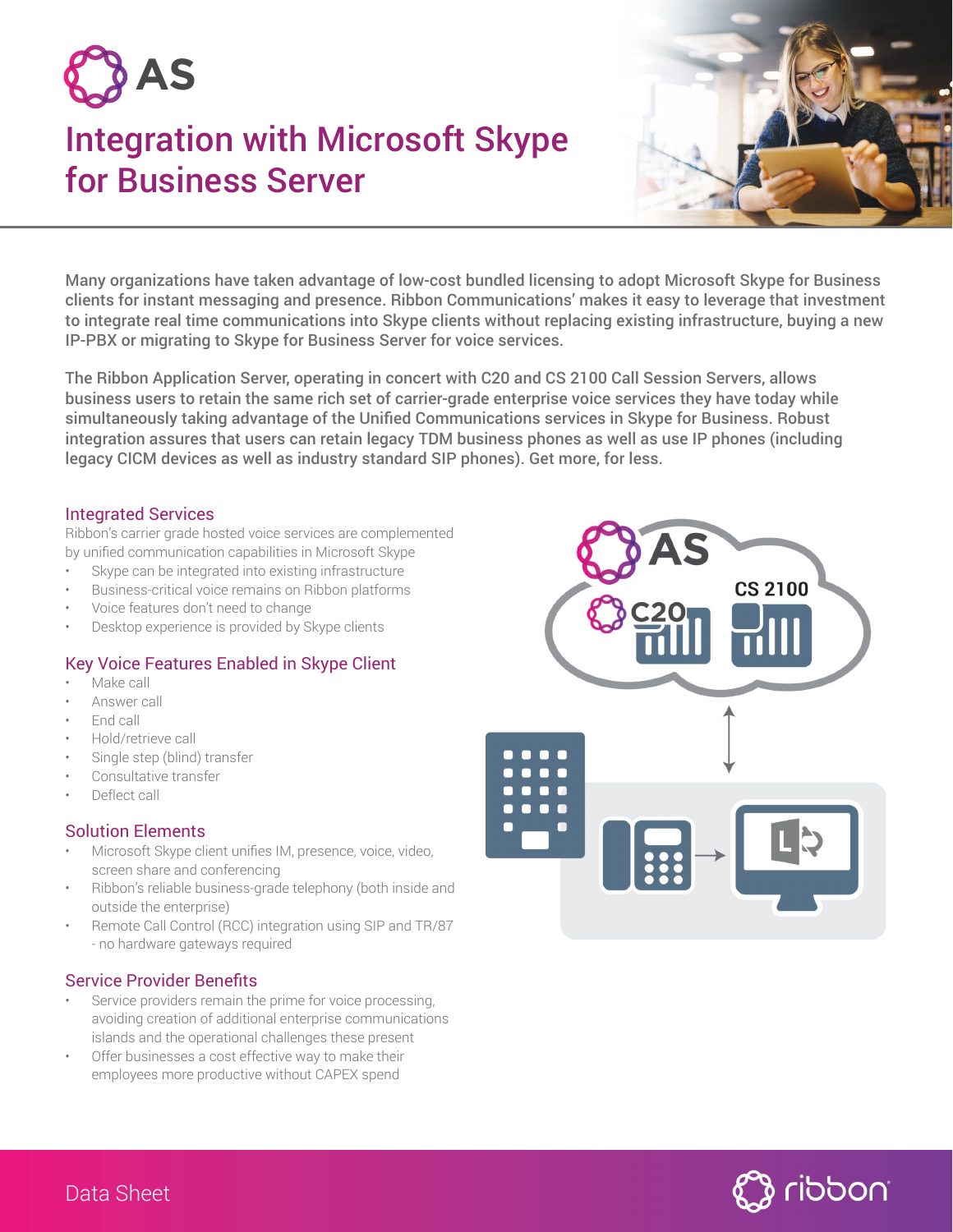# AS

# Integration with Microsoft Skype for Business Server

Many organizations have taken advantage of low-cost bundled licensing to adopt Microsoft Skype for Business clients for instant messaging and presence. Ribbon Communications' makes it easy to leverage that investment to integrate real time communications into Skype clients without replacing existing infrastructure, buying a new IP-PBX or migrating to Skype for Business Server for voice services.

The Ribbon Application Server, operating in concert with C20 and CS 2100 Call Session Servers, allows business users to retain the same rich set of carrier-grade enterprise voice services they have today while simultaneously taking advantage of the Unified Communications services in Skype for Business. Robust integration assures that users can retain legacy TDM business phones as well as use IP phones (including legacy CICM devices as well as industry standard SIP phones). Get more, for less.

## Integrated Services

Ribbon's carrier grade hosted voice services are complemented by unified communication capabilities in Microsoft Skype

- Skype can be integrated into existing infrastructure
- Business-critical voice remains on Ribbon platforms
- Voice features don't need to change
- Desktop experience is provided by Skype clients

## Key Voice Features Enabled in Skype Client

- Make call
- Answer call
- End call
- Hold/retrieve call
- Single step (blind) transfer
- Consultative transfer
- Deflect call

## Solution Elements

- Microsoft Skype client unifies IM, presence, voice, video, screen share and conferencing
- Ribbon's reliable business-grade telephony (both inside and outside the enterprise)
- Remote Call Control (RCC) integration using SIP and TR/87 - no hardware gateways required

## Service Provider Benefits

- Service providers remain the prime for voice processing, avoiding creation of additional enterprise communications islands and the operational challenges these present
- Offer businesses a cost effective way to make their employees more productive without CAPEX spend

Data Sheet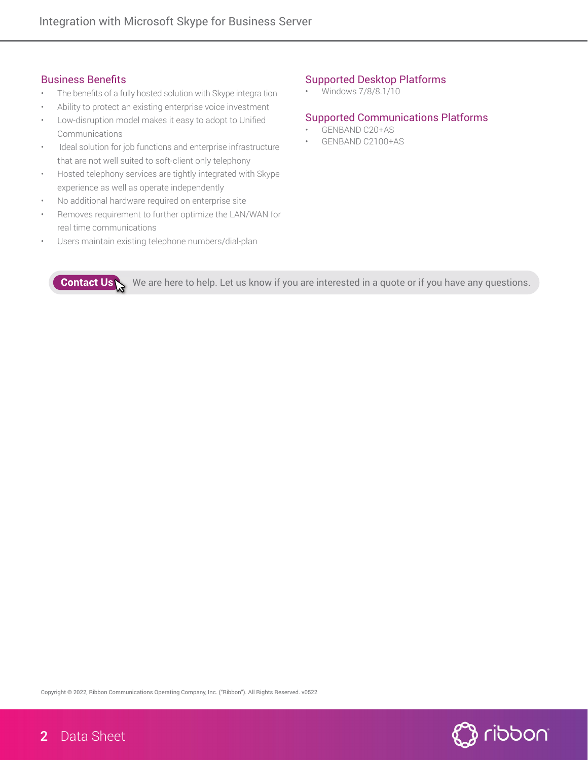## Business Benefits

- The benefits of a fully hosted solution with Skype integra tion
- Ability to protect an existing enterprise voice investment
- Low-disruption model makes it easy to adopt to Unified Communications
- Ideal solution for job functions and enterprise infrastructure that are not well suited to soft-client only telephony
- Hosted telephony services are tightly integrated with Skype experience as well as operate independently
- No additional hardware required on enterprise site
- Removes requirement to further optimize the LAN/WAN for real time communications
- Users maintain existing telephone numbers/dial-plan

## Supported Desktop Platforms

- Windows 7/8/8.1/10

## Supported Communications Platforms

- GENBAND C20+AS
- GENBAND C2100+AS

**Contact Us** We are here to help. Let us know if you are interested in a quote or if you have any questions.

Copyright © 2022, Ribbon Communications Operating Company, Inc. ("Ribbon"). All Rights Reserved. v0522